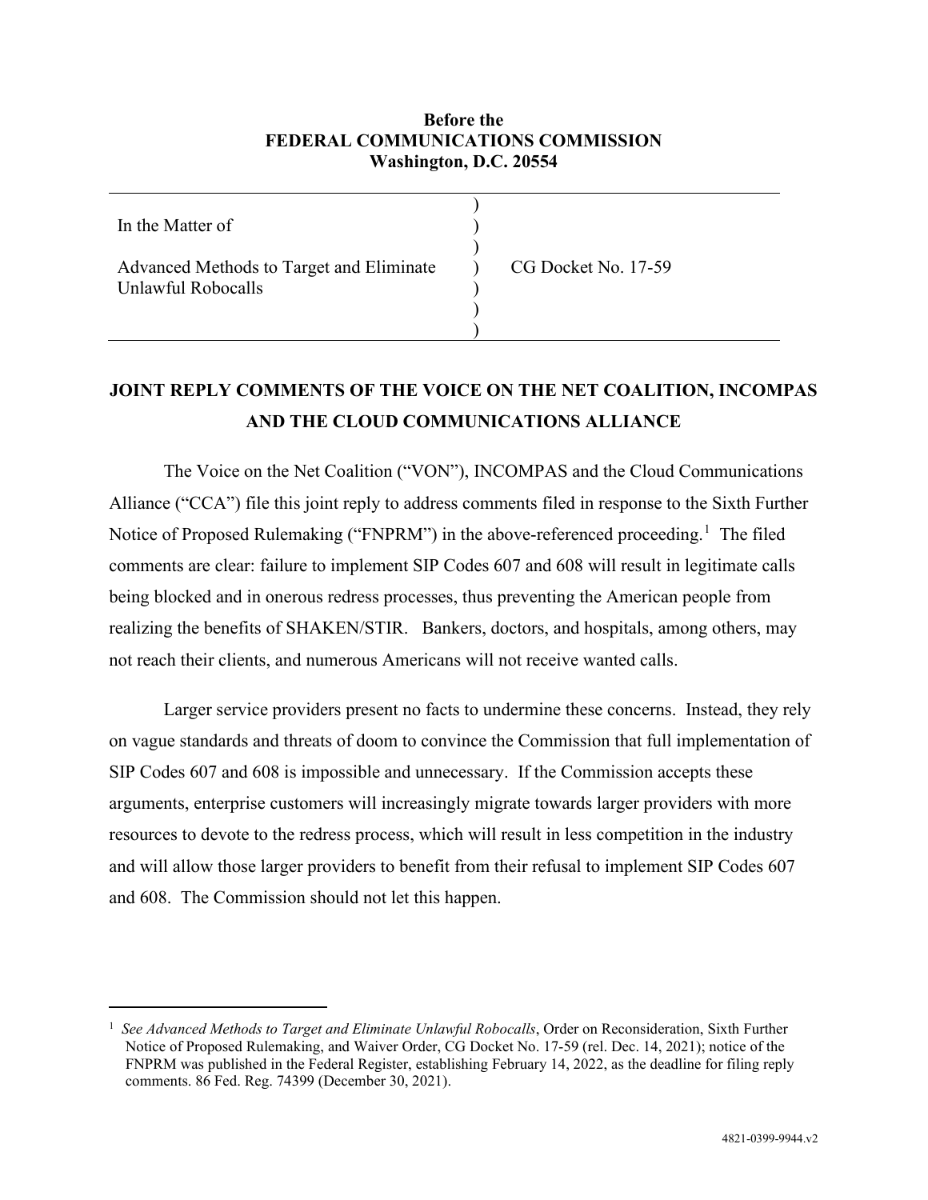**Before the**
**FEDERAL COMMUNICATIONS COMMISSION**
**Washington, D.C. 20554**

| | | |
|---|---|---|
| In the Matter of<br><br>Advanced Methods to Target and Eliminate Unlawful Robocalls | ) | CG Docket No. 17-59 |

## JOINT REPLY COMMENTS OF THE VOICE ON THE NET COALITION, INCOMPAS AND THE CLOUD COMMUNICATIONS ALLIANCE

The Voice on the Net Coalition ("VON"), INCOMPAS and the Cloud Communications Alliance ("CCA") file this joint reply to address comments filed in response to the Sixth Further Notice of Proposed Rulemaking ("FNPRM") in the above-referenced proceeding.[1] The filed comments are clear: failure to implement SIP Codes 607 and 608 will result in legitimate calls being blocked and in onerous redress processes, thus preventing the American people from realizing the benefits of SHAKEN/STIR. Bankers, doctors, and hospitals, among others, may not reach their clients, and numerous Americans will not receive wanted calls.

Larger service providers present no facts to undermine these concerns. Instead, they rely on vague standards and threats of doom to convince the Commission that full implementation of SIP Codes 607 and 608 is impossible and unnecessary. If the Commission accepts these arguments, enterprise customers will increasingly migrate towards larger providers with more resources to devote to the redress process, which will result in less competition in the industry and will allow those larger providers to benefit from their refusal to implement SIP Codes 607 and 608. The Commission should not let this happen.

---

[1] *See Advanced Methods to Target and Eliminate Unlawful Robocalls*, Order on Reconsideration, Sixth Further Notice of Proposed Rulemaking, and Waiver Order, CG Docket No. 17-59 (rel. Dec. 14, 2021); notice of the FNPRM was published in the Federal Register, establishing February 14, 2022, as the deadline for filing reply comments. 86 Fed. Reg. 74399 (December 30, 2021).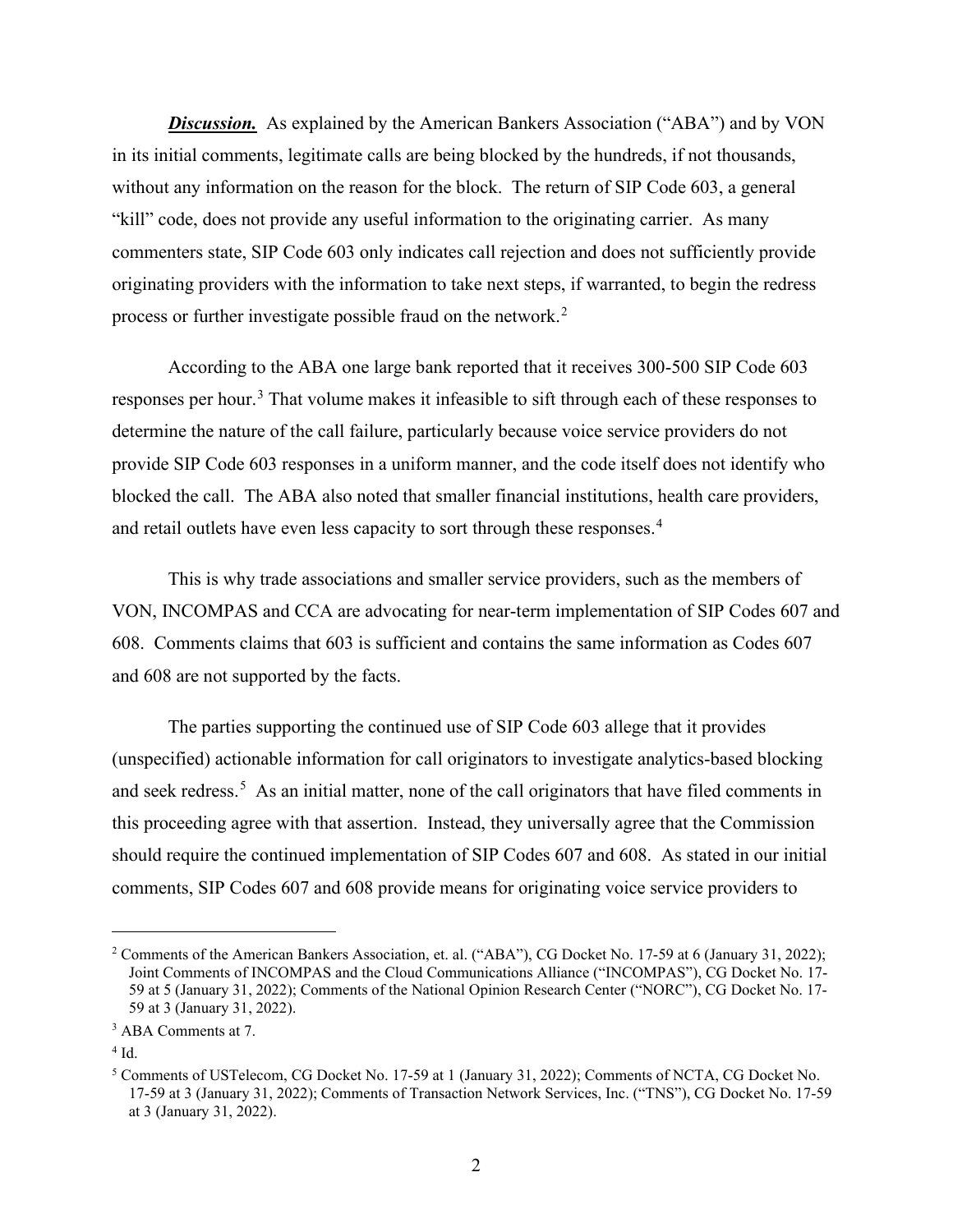***Discussion.*** As explained by the American Bankers Association ("ABA") and by VON in its initial comments, legitimate calls are being blocked by the hundreds, if not thousands, without any information on the reason for the block. The return of SIP Code 603, a general "kill" code, does not provide any useful information to the originating carrier. As many commenters state, SIP Code 603 only indicates call rejection and does not sufficiently provide originating providers with the information to take next steps, if warranted, to begin the redress process or further investigate possible fraud on the network.[2]

According to the ABA one large bank reported that it receives 300-500 SIP Code 603 responses per hour.[3] That volume makes it infeasible to sift through each of these responses to determine the nature of the call failure, particularly because voice service providers do not provide SIP Code 603 responses in a uniform manner, and the code itself does not identify who blocked the call. The ABA also noted that smaller financial institutions, health care providers, and retail outlets have even less capacity to sort through these responses.[4]

This is why trade associations and smaller service providers, such as the members of VON, INCOMPAS and CCA are advocating for near-term implementation of SIP Codes 607 and 608. Comments claims that 603 is sufficient and contains the same information as Codes 607 and 608 are not supported by the facts.

The parties supporting the continued use of SIP Code 603 allege that it provides (unspecified) actionable information for call originators to investigate analytics-based blocking and seek redress.[5] As an initial matter, none of the call originators that have filed comments in this proceeding agree with that assertion. Instead, they universally agree that the Commission should require the continued implementation of SIP Codes 607 and 608. As stated in our initial comments, SIP Codes 607 and 608 provide means for originating voice service providers to

---

[2] Comments of the American Bankers Association, et. al. ("ABA"), CG Docket No. 17-59 at 6 (January 31, 2022); Joint Comments of INCOMPAS and the Cloud Communications Alliance ("INCOMPAS"), CG Docket No. 17-59 at 5 (January 31, 2022); Comments of the National Opinion Research Center ("NORC"), CG Docket No. 17-59 at 3 (January 31, 2022).

[3] ABA Comments at 7.

[4] Id.

[5] Comments of USTelecom, CG Docket No. 17-59 at 1 (January 31, 2022); Comments of NCTA, CG Docket No. 17-59 at 3 (January 31, 2022); Comments of Transaction Network Services, Inc. ("TNS"), CG Docket No. 17-59 at 3 (January 31, 2022).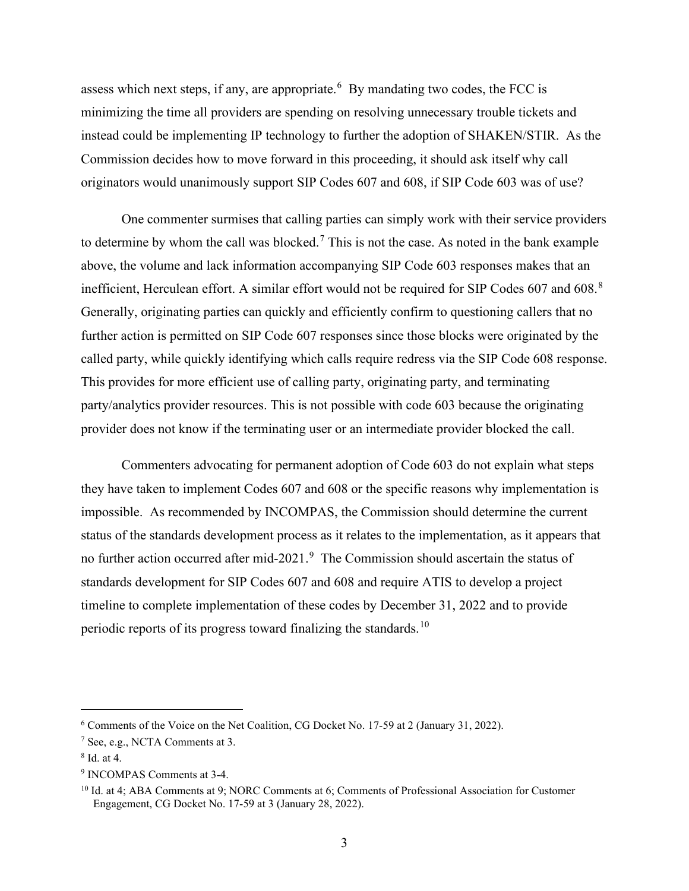assess which next steps, if any, are appropriate.[6] By mandating two codes, the FCC is minimizing the time all providers are spending on resolving unnecessary trouble tickets and instead could be implementing IP technology to further the adoption of SHAKEN/STIR. As the Commission decides how to move forward in this proceeding, it should ask itself why call originators would unanimously support SIP Codes 607 and 608, if SIP Code 603 was of use?

One commenter surmises that calling parties can simply work with their service providers to determine by whom the call was blocked.[7] This is not the case. As noted in the bank example above, the volume and lack information accompanying SIP Code 603 responses makes that an inefficient, Herculean effort. A similar effort would not be required for SIP Codes 607 and 608.[8] Generally, originating parties can quickly and efficiently confirm to questioning callers that no further action is permitted on SIP Code 607 responses since those blocks were originated by the called party, while quickly identifying which calls require redress via the SIP Code 608 response. This provides for more efficient use of calling party, originating party, and terminating party/analytics provider resources. This is not possible with code 603 because the originating provider does not know if the terminating user or an intermediate provider blocked the call.

Commenters advocating for permanent adoption of Code 603 do not explain what steps they have taken to implement Codes 607 and 608 or the specific reasons why implementation is impossible. As recommended by INCOMPAS, the Commission should determine the current status of the standards development process as it relates to the implementation, as it appears that no further action occurred after mid-2021.[9] The Commission should ascertain the status of standards development for SIP Codes 607 and 608 and require ATIS to develop a project timeline to complete implementation of these codes by December 31, 2022 and to provide periodic reports of its progress toward finalizing the standards.[10]

---

[6] Comments of the Voice on the Net Coalition, CG Docket No. 17-59 at 2 (January 31, 2022).

[7] See, e.g., NCTA Comments at 3.

[8] Id. at 4.

[9] INCOMPAS Comments at 3-4.

[10] Id. at 4; ABA Comments at 9; NORC Comments at 6; Comments of Professional Association for Customer Engagement, CG Docket No. 17-59 at 3 (January 28, 2022).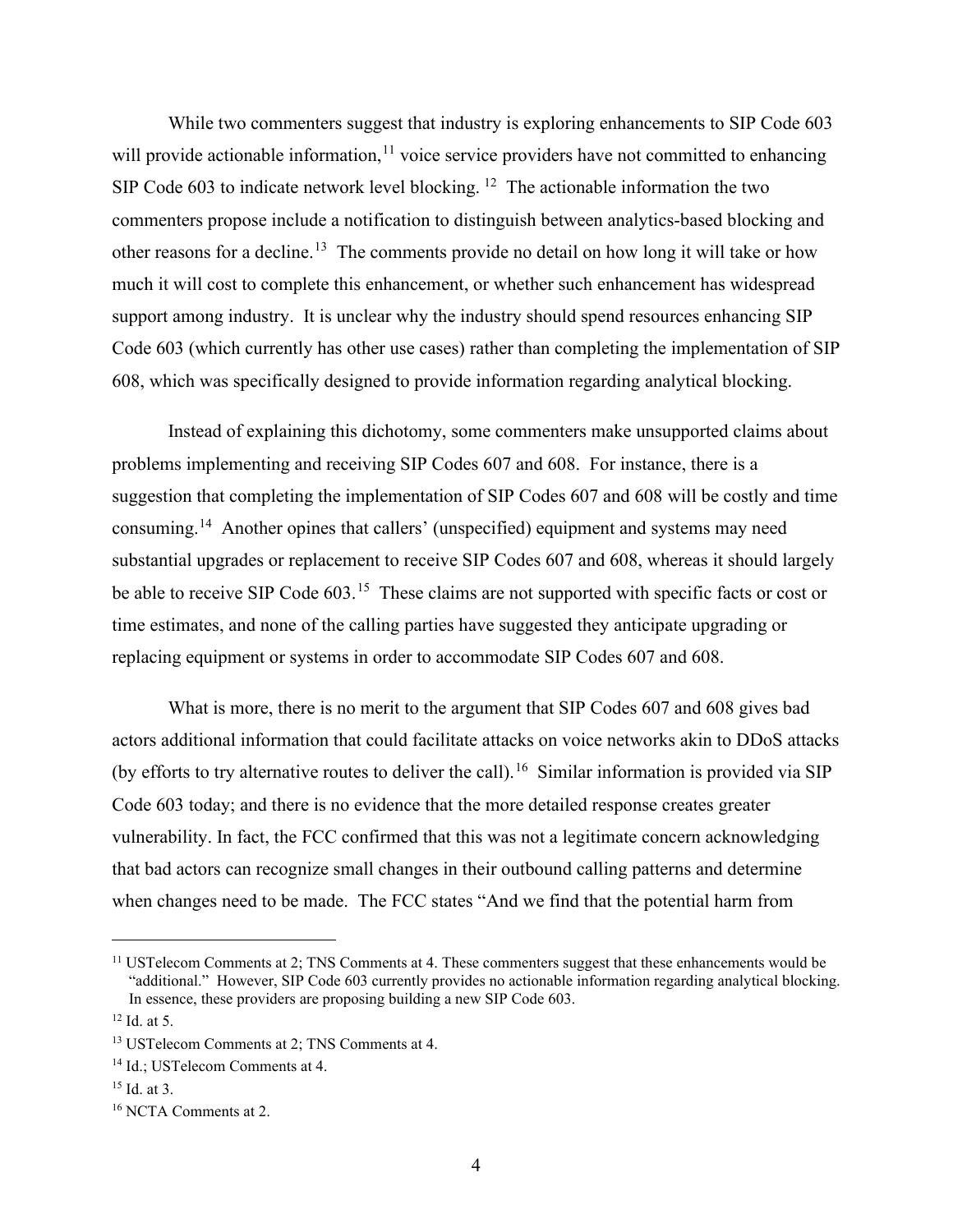While two commenters suggest that industry is exploring enhancements to SIP Code 603 will provide actionable information,[11] voice service providers have not committed to enhancing SIP Code 603 to indicate network level blocking. [12] The actionable information the two commenters propose include a notification to distinguish between analytics-based blocking and other reasons for a decline.[13] The comments provide no detail on how long it will take or how much it will cost to complete this enhancement, or whether such enhancement has widespread support among industry. It is unclear why the industry should spend resources enhancing SIP Code 603 (which currently has other use cases) rather than completing the implementation of SIP 608, which was specifically designed to provide information regarding analytical blocking.

Instead of explaining this dichotomy, some commenters make unsupported claims about problems implementing and receiving SIP Codes 607 and 608. For instance, there is a suggestion that completing the implementation of SIP Codes 607 and 608 will be costly and time consuming.[14] Another opines that callers' (unspecified) equipment and systems may need substantial upgrades or replacement to receive SIP Codes 607 and 608, whereas it should largely be able to receive SIP Code 603.[15] These claims are not supported with specific facts or cost or time estimates, and none of the calling parties have suggested they anticipate upgrading or replacing equipment or systems in order to accommodate SIP Codes 607 and 608.

What is more, there is no merit to the argument that SIP Codes 607 and 608 gives bad actors additional information that could facilitate attacks on voice networks akin to DDoS attacks (by efforts to try alternative routes to deliver the call).[16] Similar information is provided via SIP Code 603 today; and there is no evidence that the more detailed response creates greater vulnerability. In fact, the FCC confirmed that this was not a legitimate concern acknowledging that bad actors can recognize small changes in their outbound calling patterns and determine when changes need to be made. The FCC states "And we find that the potential harm from

---

[11] USTelecom Comments at 2; TNS Comments at 4. These commenters suggest that these enhancements would be "additional." However, SIP Code 603 currently provides no actionable information regarding analytical blocking. In essence, these providers are proposing building a new SIP Code 603.

[12] Id. at 5.

[13] USTelecom Comments at 2; TNS Comments at 4.

[14] Id.; USTelecom Comments at 4.

[15] Id. at 3.

[16] NCTA Comments at 2.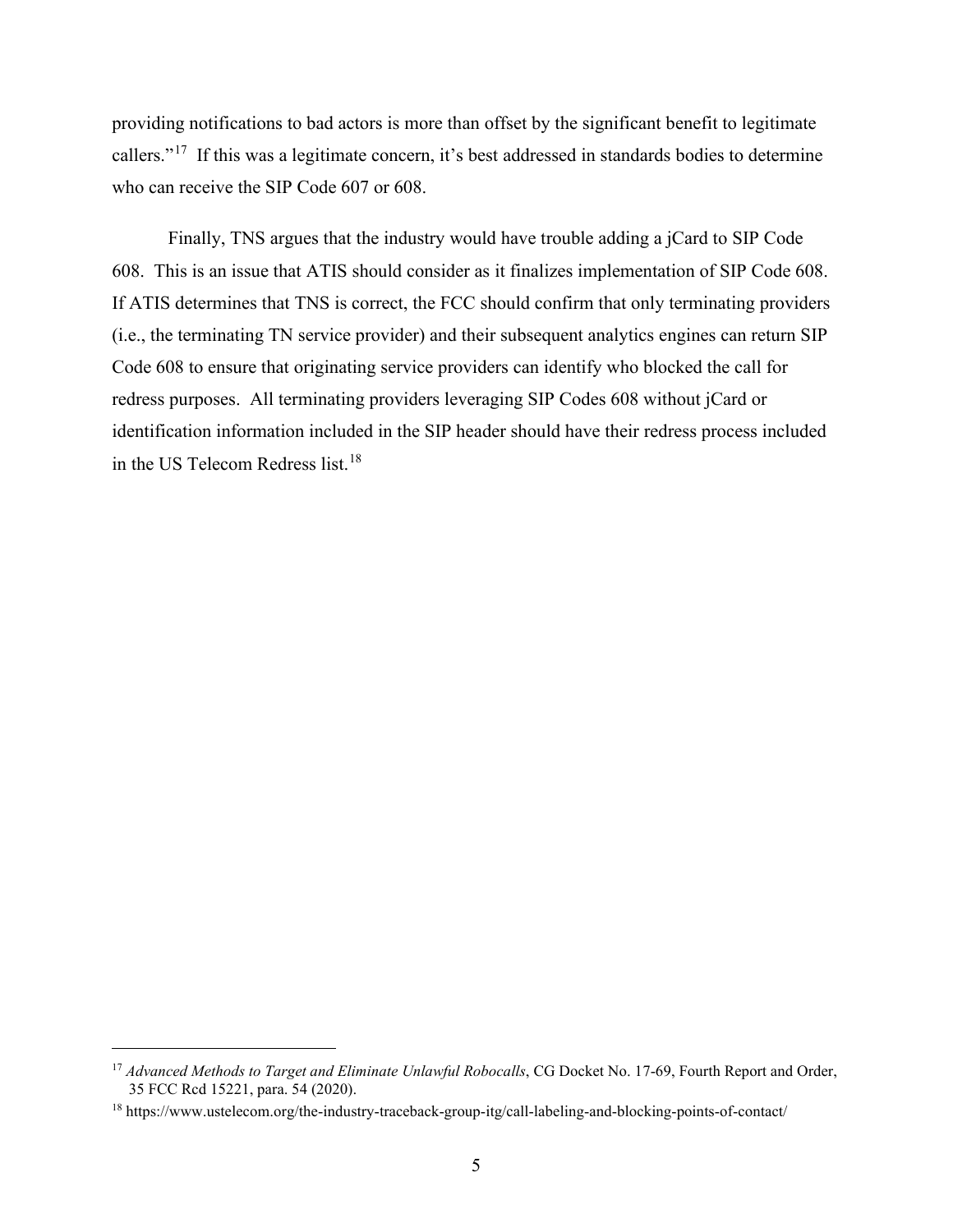providing notifications to bad actors is more than offset by the significant benefit to legitimate callers."[17] If this was a legitimate concern, it's best addressed in standards bodies to determine who can receive the SIP Code 607 or 608.

Finally, TNS argues that the industry would have trouble adding a jCard to SIP Code 608. This is an issue that ATIS should consider as it finalizes implementation of SIP Code 608. If ATIS determines that TNS is correct, the FCC should confirm that only terminating providers (i.e., the terminating TN service provider) and their subsequent analytics engines can return SIP Code 608 to ensure that originating service providers can identify who blocked the call for redress purposes. All terminating providers leveraging SIP Codes 608 without jCard or identification information included in the SIP header should have their redress process included in the US Telecom Redress list.[18]

---

[17] *Advanced Methods to Target and Eliminate Unlawful Robocalls*, CG Docket No. 17-69, Fourth Report and Order, 35 FCC Rcd 15221, para. 54 (2020).

[18] https://www.ustelecom.org/the-industry-traceback-group-itg/call-labeling-and-blocking-points-of-contact/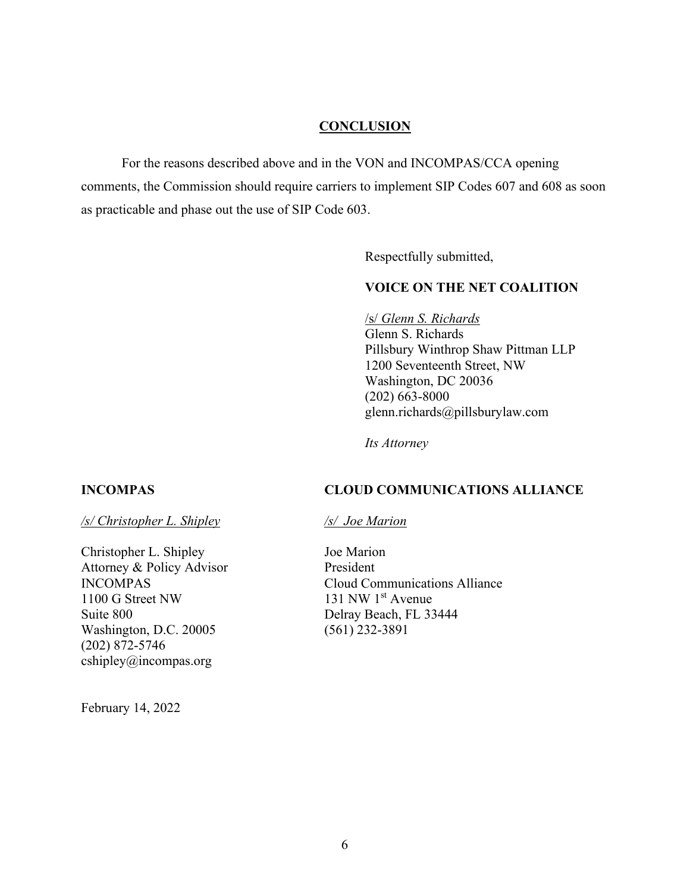## CONCLUSION

For the reasons described above and in the VON and INCOMPAS/CCA opening comments, the Commission should require carriers to implement SIP Codes 607 and 608 as soon as practicable and phase out the use of SIP Code 603.

Respectfully submitted,

**VOICE ON THE NET COALITION**

/s/ *Glenn S. Richards*
Glenn S. Richards
Pillsbury Winthrop Shaw Pittman LLP
1200 Seventeenth Street, NW
Washington, DC 20036
(202) 663-8000
glenn.richards@pillsburylaw.com

*Its Attorney*

**INCOMPAS**

*/s/ Christopher L. Shipley*

Christopher L. Shipley
Attorney & Policy Advisor
INCOMPAS
1100 G Street NW
Suite 800
Washington, D.C. 20005
(202) 872-5746
cshipley@incompas.org

**CLOUD COMMUNICATIONS ALLIANCE**

*/s/ Joe Marion*

Joe Marion
President
Cloud Communications Alliance
131 NW 1st Avenue
Delray Beach, FL 33444
(561) 232-3891

February 14, 2022